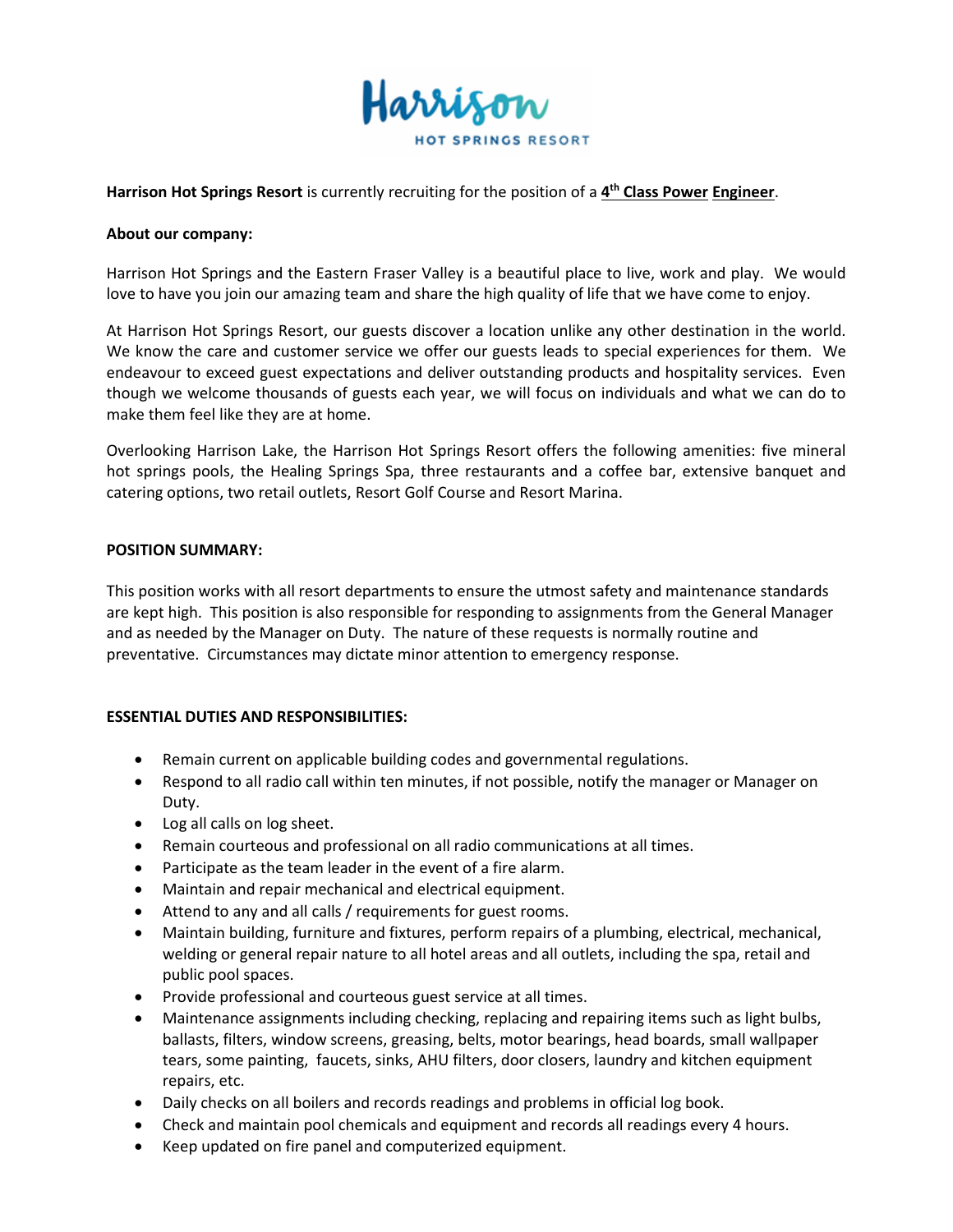**Harrison Hot Springs Resort** is currently recruiting for the position of a **4th Class Power Engineer**.

**About our company:**

Harrison Hot Springs and the Eastern Fraser Valley is a beautiful place to live, work and play. We would love to have you join our amazing team and share the high quality of life that we have come to enjoy.

At Harrison Hot Springs Resort, our guests discover a location unlike any other destination in the world. We know the care and customer service we offer our guests leads to special experiences for them. We endeavour to exceed guest expectations and deliver outstanding products and hospitality services. Even though we welcome thousands of guests each year, we will focus on individuals and what we can do to make them feel like they are at home.

Overlooking Harrison Lake, the Harrison Hot Springs Resort offers the following amenities: five mineral hot springs pools, the Healing Springs Spa, three restaurants and a coffee bar, extensive banquet and catering options, two retail outlets, Resort Golf Course and Resort Marina.

**POSITION SUMMARY:**

This position works with all resort departments to ensure the utmost safety and maintenance standards are kept high. This position is also responsible for responding to assignments from the General Manager and as needed by the Manager on Duty. The nature of these requests is normally routine and preventative. Circumstances may dictate minor attention to emergency response.

**ESSENTIAL DUTIES AND RESPONSIBILITIES:**

- Remain current on applicable building codes and governmental regulations.
- Respond to all radio call within ten minutes, if not possible, notify the manager or Manager on Duty.
- Log all calls on log sheet.
- Remain courteous and professional on all radio communications at all times.
- Participate as the team leader in the event of a fire alarm.
- Maintain and repair mechanical and electrical equipment.
- Attend to any and all calls / requirements for guest rooms.
- Maintain building, furniture and fixtures, perform repairs of a plumbing, electrical, mechanical, welding or general repair nature to all hotel areas and all outlets, including the spa, retail and public pool spaces.
- Provide professional and courteous guest service at all times.
- Maintenance assignments including checking, replacing and repairing items such as light bulbs, ballasts, filters, window screens, greasing, belts, motor bearings, head boards, small wallpaper tears, some painting, faucets, sinks, AHU filters, door closers, laundry and kitchen equipment repairs, etc.
- Daily checks on all boilers and records readings and problems in official log book.
- Check and maintain pool chemicals and equipment and records all readings every 4 hours.
- Keep updated on fire panel and computerized equipment.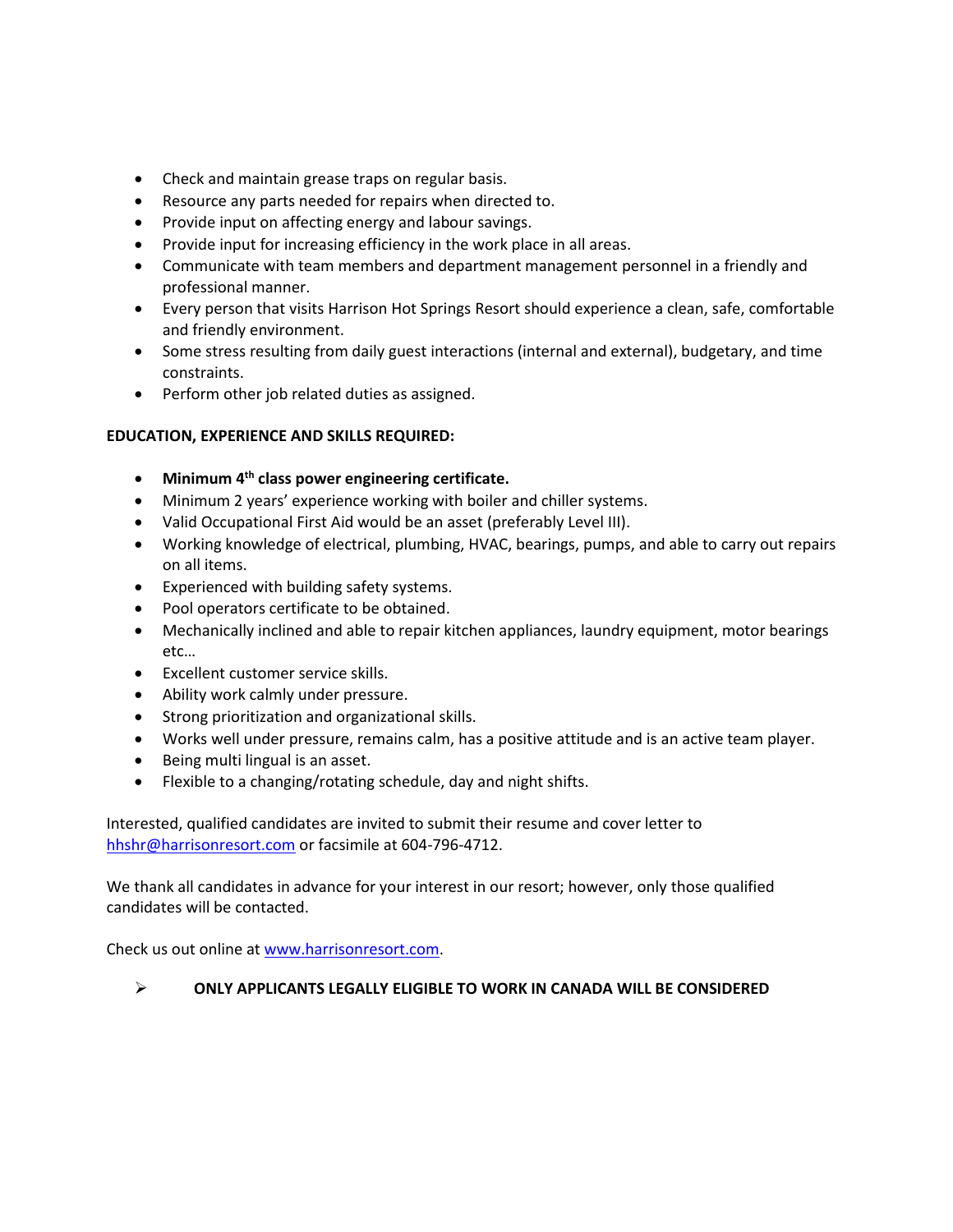- Check and maintain grease traps on regular basis.
- Resource any parts needed for repairs when directed to.
- Provide input on affecting energy and labour savings.
- Provide input for increasing efficiency in the work place in all areas.
- Communicate with team members and department management personnel in a friendly and professional manner.
- Every person that visits Harrison Hot Springs Resort should experience a clean, safe, comfortable and friendly environment.
- Some stress resulting from daily guest interactions (internal and external), budgetary, and time constraints.
- Perform other job related duties as assigned.

**EDUCATION, EXPERIENCE AND SKILLS REQUIRED:**

- **Minimum 4th class power engineering certificate.**
- Minimum 2 years' experience working with boiler and chiller systems.
- Valid Occupational First Aid would be an asset (preferably Level III).
- Working knowledge of electrical, plumbing, HVAC, bearings, pumps, and able to carry out repairs on all items.
- Experienced with building safety systems.
- Pool operators certificate to be obtained.
- Mechanically inclined and able to repair kitchen appliances, laundry equipment, motor bearings etc…
- Excellent customer service skills.
- Ability work calmly under pressure.
- Strong prioritization and organizational skills.
- Works well under pressure, remains calm, has a positive attitude and is an active team player.
- Being multi lingual is an asset.
- Flexible to a changing/rotating schedule, day and night shifts.

Interested, qualified candidates are invited to submit their resume and cover letter to hhshr@harrisonresort.com or facsimile at 604-796-4712.

We thank all candidates in advance for your interest in our resort; however, only those qualified candidates will be contacted.

Check us out online at www.harrisonresort.com.

- **ONLY APPLICANTS LEGALLY ELIGIBLE TO WORK IN CANADA WILL BE CONSIDERED**